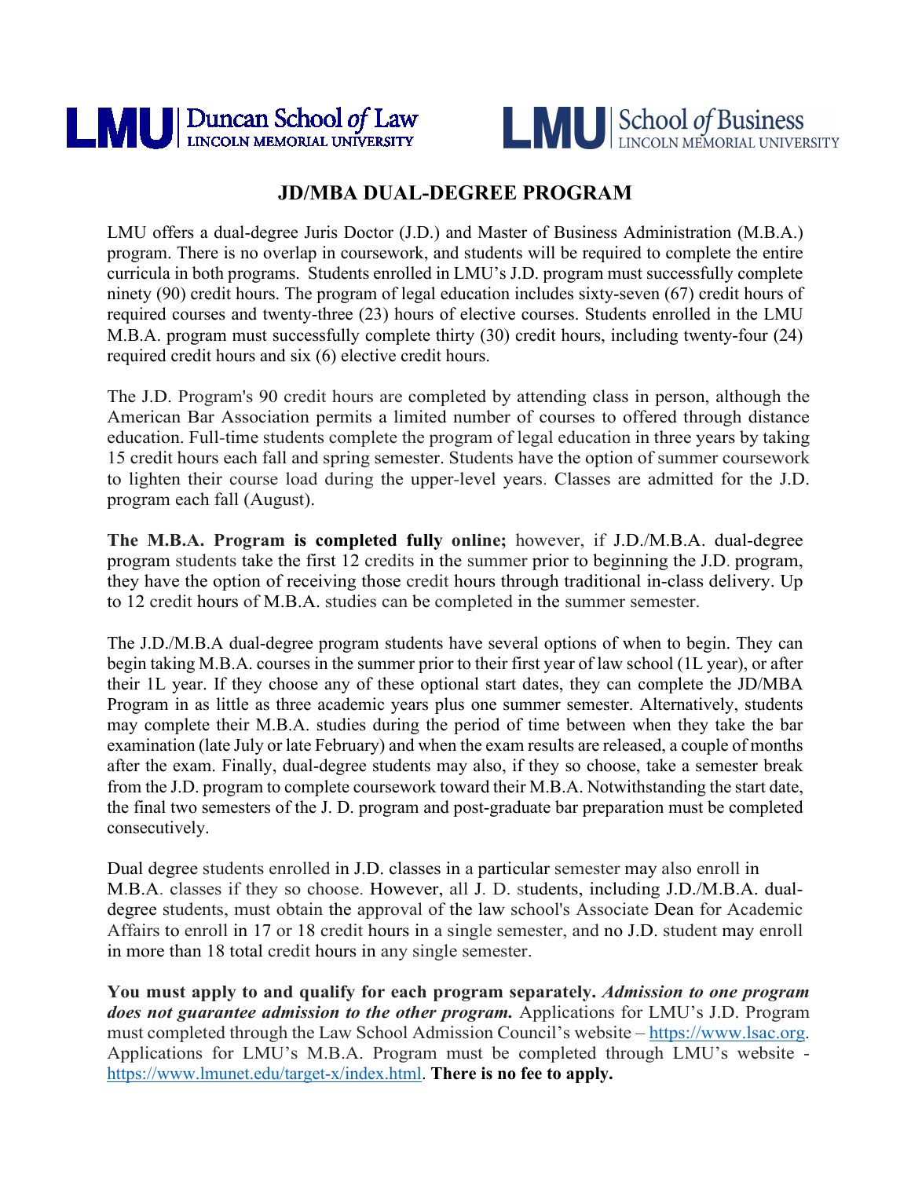LMU | Duncan School *of* Law
LINCOLN MEMORIAL UNIVERSITY

LMU | School *of* Business
LINCOLN MEMORIAL UNIVERSITY

# JD/MBA DUAL-DEGREE PROGRAM

LMU offers a dual-degree Juris Doctor (J.D.) and Master of Business Administration (M.B.A.) program. There is no overlap in coursework, and students will be required to complete the entire curricula in both programs. Students enrolled in LMU's J.D. program must successfully complete ninety (90) credit hours. The program of legal education includes sixty-seven (67) credit hours of required courses and twenty-three (23) hours of elective courses. Students enrolled in the LMU M.B.A. program must successfully complete thirty (30) credit hours, including twenty-four (24) required credit hours and six (6) elective credit hours.

The J.D. Program's 90 credit hours are completed by attending class in person, although the American Bar Association permits a limited number of courses to offered through distance education. Full-time students complete the program of legal education in three years by taking 15 credit hours each fall and spring semester. Students have the option of summer coursework to lighten their course load during the upper-level years. Classes are admitted for the J.D. program each fall (August).

**The M.B.A. Program is completed fully online;** however, if J.D./M.B.A. dual-degree program students take the first 12 credits in the summer prior to beginning the J.D. program, they have the option of receiving those credit hours through traditional in-class delivery. Up to 12 credit hours of M.B.A. studies can be completed in the summer semester.

The J.D./M.B.A dual-degree program students have several options of when to begin. They can begin taking M.B.A. courses in the summer prior to their first year of law school (1L year), or after their 1L year. If they choose any of these optional start dates, they can complete the JD/MBA Program in as little as three academic years plus one summer semester. Alternatively, students may complete their M.B.A. studies during the period of time between when they take the bar examination (late July or late February) and when the exam results are released, a couple of months after the exam. Finally, dual-degree students may also, if they so choose, take a semester break from the J.D. program to complete coursework toward their M.B.A. Notwithstanding the start date, the final two semesters of the J. D. program and post-graduate bar preparation must be completed consecutively.

Dual degree students enrolled in J.D. classes in a particular semester may also enroll in M.B.A. classes if they so choose. However, all J. D. students, including J.D./M.B.A. dual-degree students, must obtain the approval of the law school's Associate Dean for Academic Affairs to enroll in 17 or 18 credit hours in a single semester, and no J.D. student may enroll in more than 18 total credit hours in any single semester.

**You must apply to and qualify for each program separately.** ***Admission to one program does not guarantee admission to the other program.*** Applications for LMU's J.D. Program must completed through the Law School Admission Council's website – https://www.lsac.org. Applications for LMU's M.B.A. Program must be completed through LMU's website - https://www.lmunet.edu/target-x/index.html. **There is no fee to apply.**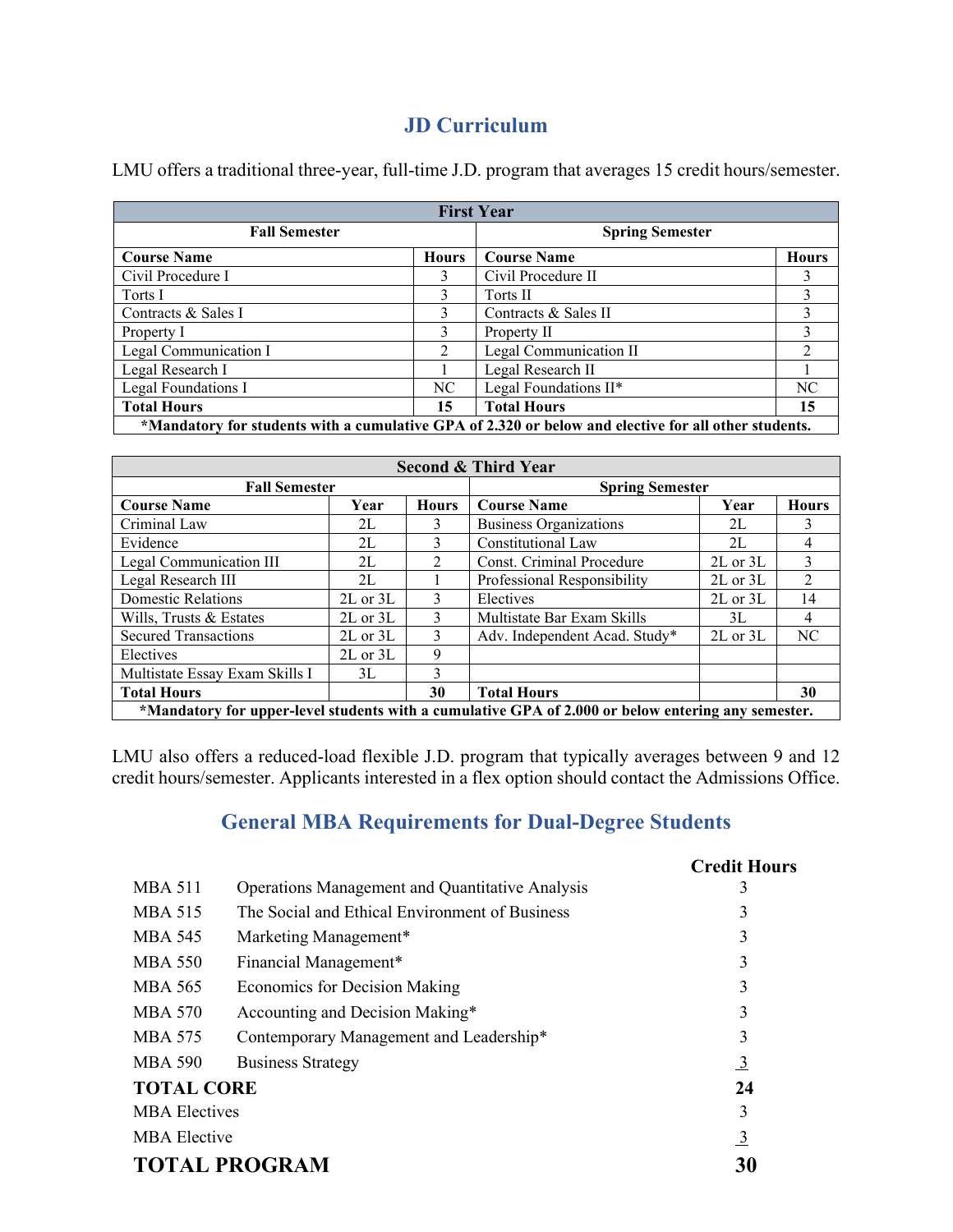# JD Curriculum

LMU offers a traditional three-year, full-time J.D. program that averages 15 credit hours/semester.

| First Year | | | |
|---|---|---|---|
| **Fall Semester** | | **Spring Semester** | |
| **Course Name** | **Hours** | **Course Name** | **Hours** |
| Civil Procedure I | 3 | Civil Procedure II | 3 |
| Torts I | 3 | Torts II | 3 |
| Contracts & Sales I | 3 | Contracts & Sales II | 3 |
| Property I | 3 | Property II | 3 |
| Legal Communication I | 2 | Legal Communication II | 2 |
| Legal Research I | 1 | Legal Research II | 1 |
| Legal Foundations I | NC | Legal Foundations II* | NC |
| **Total Hours** | **15** | **Total Hours** | **15** |
| ***Mandatory for students with a cumulative GPA of 2.320 or below and elective for all other students.** | | | |

| Second & Third Year | | | | | |
|---|---|---|---|---|---|
| **Fall Semester** | | | **Spring Semester** | | |
| **Course Name** | **Year** | **Hours** | **Course Name** | **Year** | **Hours** |
| Criminal Law | 2L | 3 | Business Organizations | 2L | 3 |
| Evidence | 2L | 3 | Constitutional Law | 2L | 4 |
| Legal Communication III | 2L | 2 | Const. Criminal Procedure | 2L or 3L | 3 |
| Legal Research III | 2L | 1 | Professional Responsibility | 2L or 3L | 2 |
| Domestic Relations | 2L or 3L | 3 | Electives | 2L or 3L | 14 |
| Wills, Trusts & Estates | 2L or 3L | 3 | Multistate Bar Exam Skills | 3L | 4 |
| Secured Transactions | 2L or 3L | 3 | Adv. Independent Acad. Study* | 2L or 3L | NC |
| Electives | 2L or 3L | 9 | | | |
| Multistate Essay Exam Skills I | 3L | 3 | | | |
| **Total Hours** | | **30** | **Total Hours** | | **30** |
| ***Mandatory for upper-level students with a cumulative GPA of 2.000 or below entering any semester.** | | | | | |

LMU also offers a reduced-load flexible J.D. program that typically averages between 9 and 12 credit hours/semester. Applicants interested in a flex option should contact the Admissions Office.

# General MBA Requirements for Dual-Degree Students

| | | **Credit Hours** |
|---|---|---|
| MBA 511 | Operations Management and Quantitative Analysis | 3 |
| MBA 515 | The Social and Ethical Environment of Business | 3 |
| MBA 545 | Marketing Management* | 3 |
| MBA 550 | Financial Management* | 3 |
| MBA 565 | Economics for Decision Making | 3 |
| MBA 570 | Accounting and Decision Making* | 3 |
| MBA 575 | Contemporary Management and Leadership* | 3 |
| MBA 590 | Business Strategy | 3 |
| **TOTAL CORE** | | **24** |
| MBA Electives | | 3 |
| MBA Elective | | 3 |
| **TOTAL PROGRAM** | | **30** |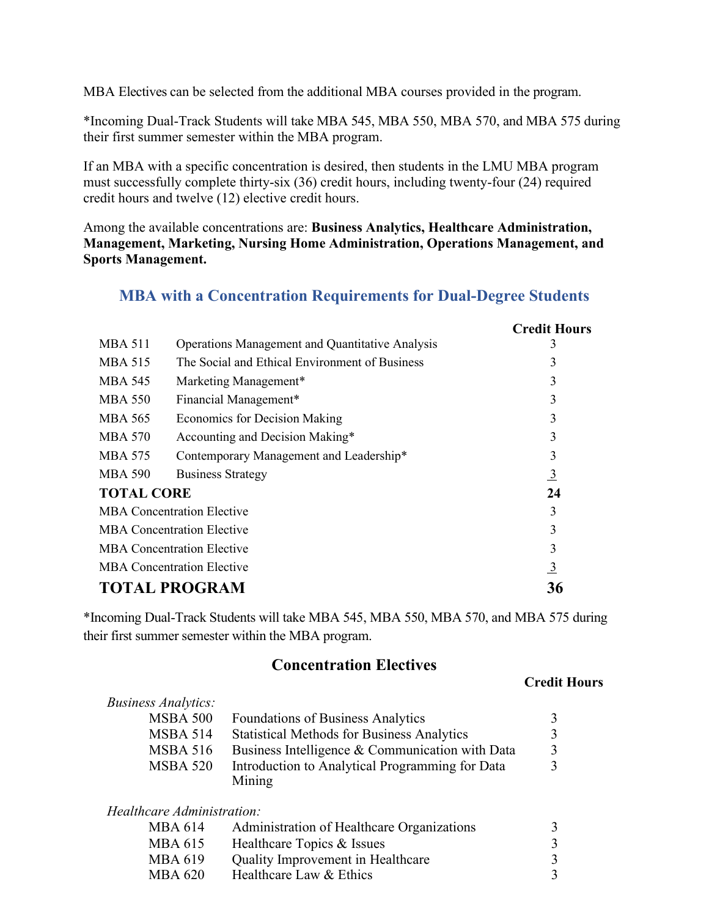MBA Electives can be selected from the additional MBA courses provided in the program.

*Incoming Dual-Track Students will take MBA 545, MBA 550, MBA 570, and MBA 575 during their first summer semester within the MBA program.

If an MBA with a specific concentration is desired, then students in the LMU MBA program must successfully complete thirty-six (36) credit hours, including twenty-four (24) required credit hours and twelve (12) elective credit hours.

Among the available concentrations are: **Business Analytics, Healthcare Administration, Management, Marketing, Nursing Home Administration, Operations Management, and Sports Management.**

## MBA with a Concentration Requirements for Dual-Degree Students

| | | Credit Hours |
|---|---|---|
| MBA 511 | Operations Management and Quantitative Analysis | 3 |
| MBA 515 | The Social and Ethical Environment of Business | 3 |
| MBA 545 | Marketing Management* | 3 |
| MBA 550 | Financial Management* | 3 |
| MBA 565 | Economics for Decision Making | 3 |
| MBA 570 | Accounting and Decision Making* | 3 |
| MBA 575 | Contemporary Management and Leadership* | 3 |
| MBA 590 | Business Strategy | 3 |
| **TOTAL CORE** | | **24** |
| MBA Concentration Elective | | 3 |
| MBA Concentration Elective | | 3 |
| MBA Concentration Elective | | 3 |
| MBA Concentration Elective | | 3 |
| **TOTAL PROGRAM** | | **36** |

*Incoming Dual-Track Students will take MBA 545, MBA 550, MBA 570, and MBA 575 during their first summer semester within the MBA program.

### Concentration Electives

| | | Credit Hours |
|---|---|---|
| *Business Analytics:* | | |
| MSBA 500 | Foundations of Business Analytics | 3 |
| MSBA 514 | Statistical Methods for Business Analytics | 3 |
| MSBA 516 | Business Intelligence & Communication with Data | 3 |
| MSBA 520 | Introduction to Analytical Programming for Data Mining | 3 |
| *Healthcare Administration:* | | |
| MBA 614 | Administration of Healthcare Organizations | 3 |
| MBA 615 | Healthcare Topics & Issues | 3 |
| MBA 619 | Quality Improvement in Healthcare | 3 |
| MBA 620 | Healthcare Law & Ethics | 3 |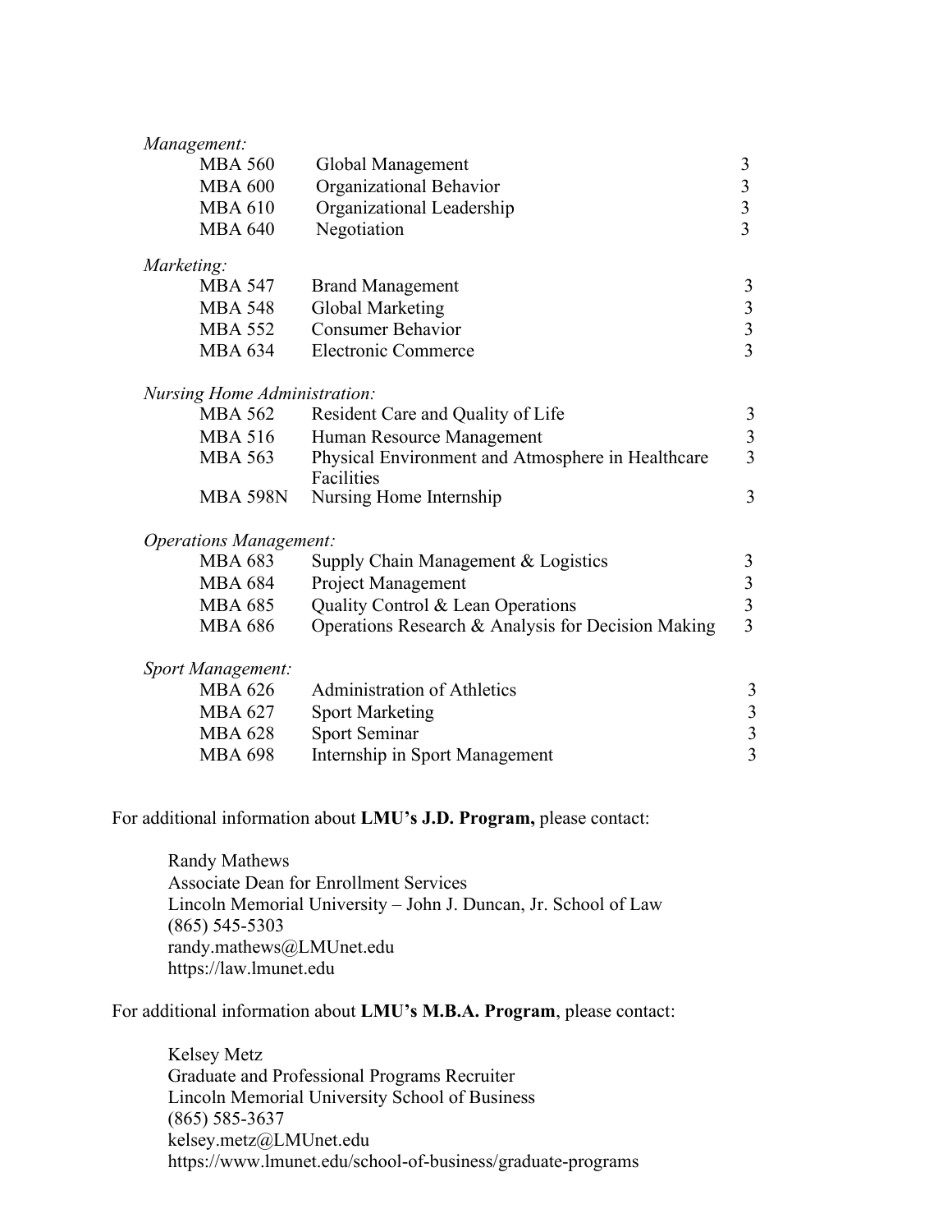*Management:*

| | | |
|---|---|---|
| MBA 560 | Global Management | 3 |
| MBA 600 | Organizational Behavior | 3 |
| MBA 610 | Organizational Leadership | 3 |
| MBA 640 | Negotiation | 3 |

*Marketing:*

| | | |
|---|---|---|
| MBA 547 | Brand Management | 3 |
| MBA 548 | Global Marketing | 3 |
| MBA 552 | Consumer Behavior | 3 |
| MBA 634 | Electronic Commerce | 3 |

*Nursing Home Administration:*

| | | |
|---|---|---|
| MBA 562 | Resident Care and Quality of Life | 3 |
| MBA 516 | Human Resource Management | 3 |
| MBA 563 | Physical Environment and Atmosphere in Healthcare Facilities | 3 |
| MBA 598N | Nursing Home Internship | 3 |

*Operations Management:*

| | | |
|---|---|---|
| MBA 683 | Supply Chain Management & Logistics | 3 |
| MBA 684 | Project Management | 3 |
| MBA 685 | Quality Control & Lean Operations | 3 |
| MBA 686 | Operations Research & Analysis for Decision Making | 3 |

*Sport Management:*

| | | |
|---|---|---|
| MBA 626 | Administration of Athletics | 3 |
| MBA 627 | Sport Marketing | 3 |
| MBA 628 | Sport Seminar | 3 |
| MBA 698 | Internship in Sport Management | 3 |

For additional information about **LMU's J.D. Program,** please contact:

Randy Mathews
Associate Dean for Enrollment Services
Lincoln Memorial University – John J. Duncan, Jr. School of Law
(865) 545-5303
randy.mathews@LMUnet.edu
https://law.lmunet.edu

For additional information about **LMU's M.B.A. Program**, please contact:

Kelsey Metz
Graduate and Professional Programs Recruiter
Lincoln Memorial University School of Business
(865) 585-3637
kelsey.metz@LMUnet.edu
https://www.lmunet.edu/school-of-business/graduate-programs